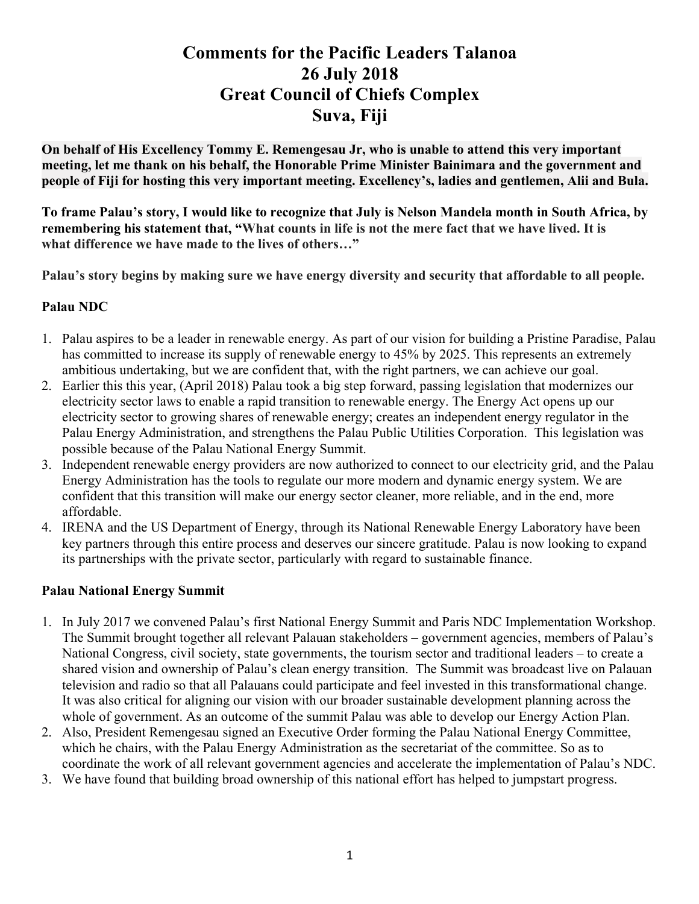# Comments for the Pacific Leaders Talanoa
# 26 July 2018
# Great Council of Chiefs Complex
# Suva, Fiji

**On behalf of His Excellency Tommy E. Remengesau Jr, who is unable to attend this very important meeting, let me thank on his behalf, the Honorable Prime Minister Bainimara and the government and people of Fiji for hosting this very important meeting. Excellency's, ladies and gentlemen, Alii and Bula.**

**To frame Palau's story, I would like to recognize that July is Nelson Mandela month in South Africa, by remembering his statement that, "What counts in life is not the mere fact that we have lived. It is what difference we have made to the lives of others…"**

**Palau's story begins by making sure we have energy diversity and security that affordable to all people.**

### Palau NDC

1. Palau aspires to be a leader in renewable energy. As part of our vision for building a Pristine Paradise, Palau has committed to increase its supply of renewable energy to 45% by 2025. This represents an extremely ambitious undertaking, but we are confident that, with the right partners, we can achieve our goal.
2. Earlier this this year, (April 2018) Palau took a big step forward, passing legislation that modernizes our electricity sector laws to enable a rapid transition to renewable energy. The Energy Act opens up our electricity sector to growing shares of renewable energy; creates an independent energy regulator in the Palau Energy Administration, and strengthens the Palau Public Utilities Corporation. This legislation was possible because of the Palau National Energy Summit.
3. Independent renewable energy providers are now authorized to connect to our electricity grid, and the Palau Energy Administration has the tools to regulate our more modern and dynamic energy system. We are confident that this transition will make our energy sector cleaner, more reliable, and in the end, more affordable.
4. IRENA and the US Department of Energy, through its National Renewable Energy Laboratory have been key partners through this entire process and deserves our sincere gratitude. Palau is now looking to expand its partnerships with the private sector, particularly with regard to sustainable finance.

### Palau National Energy Summit

1. In July 2017 we convened Palau's first National Energy Summit and Paris NDC Implementation Workshop. The Summit brought together all relevant Palauan stakeholders – government agencies, members of Palau's National Congress, civil society, state governments, the tourism sector and traditional leaders – to create a shared vision and ownership of Palau's clean energy transition. The Summit was broadcast live on Palauan television and radio so that all Palauans could participate and feel invested in this transformational change. It was also critical for aligning our vision with our broader sustainable development planning across the whole of government. As an outcome of the summit Palau was able to develop our Energy Action Plan.
2. Also, President Remengesau signed an Executive Order forming the Palau National Energy Committee, which he chairs, with the Palau Energy Administration as the secretariat of the committee. So as to coordinate the work of all relevant government agencies and accelerate the implementation of Palau's NDC.
3. We have found that building broad ownership of this national effort has helped to jumpstart progress.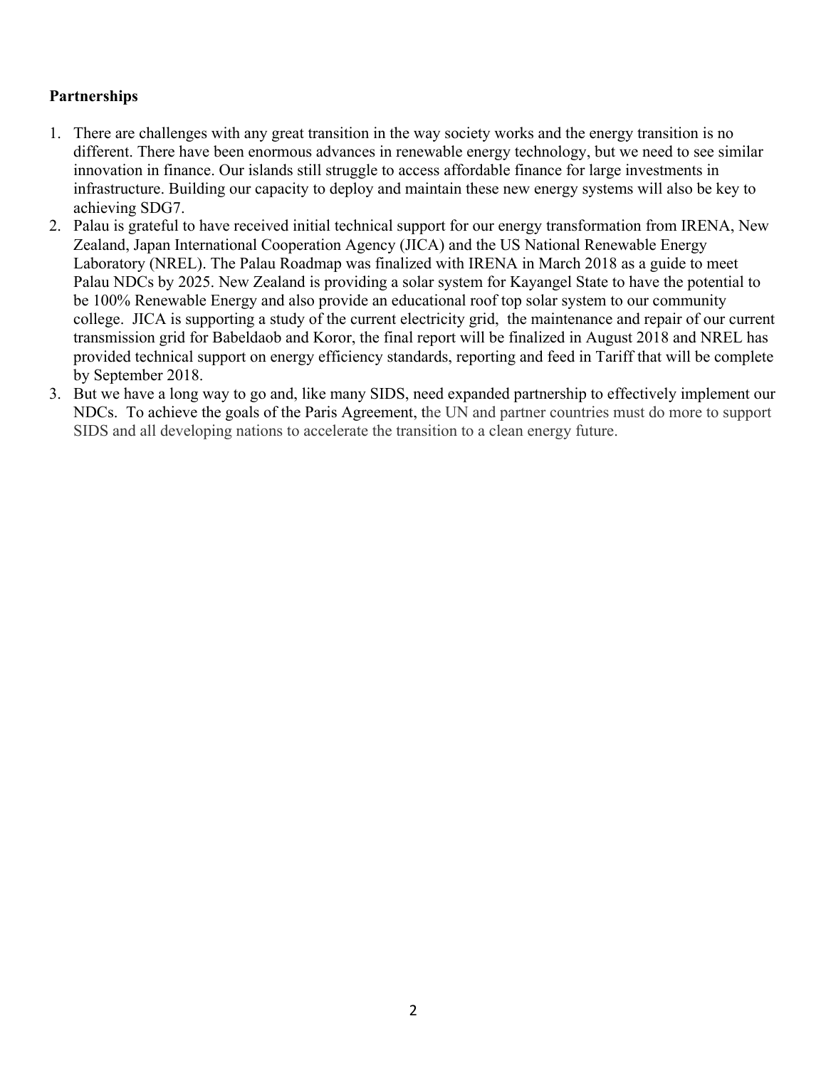**Partnerships**

1. There are challenges with any great transition in the way society works and the energy transition is no different. There have been enormous advances in renewable energy technology, but we need to see similar innovation in finance. Our islands still struggle to access affordable finance for large investments in infrastructure. Building our capacity to deploy and maintain these new energy systems will also be key to achieving SDG7.
2. Palau is grateful to have received initial technical support for our energy transformation from IRENA, New Zealand, Japan International Cooperation Agency (JICA) and the US National Renewable Energy Laboratory (NREL). The Palau Roadmap was finalized with IRENA in March 2018 as a guide to meet Palau NDCs by 2025. New Zealand is providing a solar system for Kayangel State to have the potential to be 100% Renewable Energy and also provide an educational roof top solar system to our community college.  JICA is supporting a study of the current electricity grid,  the maintenance and repair of our current transmission grid for Babeldaob and Koror, the final report will be finalized in August 2018 and NREL has provided technical support on energy efficiency standards, reporting and feed in Tariff that will be complete by September 2018.
3. But we have a long way to go and, like many SIDS, need expanded partnership to effectively implement our NDCs.  To achieve the goals of the Paris Agreement, the UN and partner countries must do more to support SIDS and all developing nations to accelerate the transition to a clean energy future.